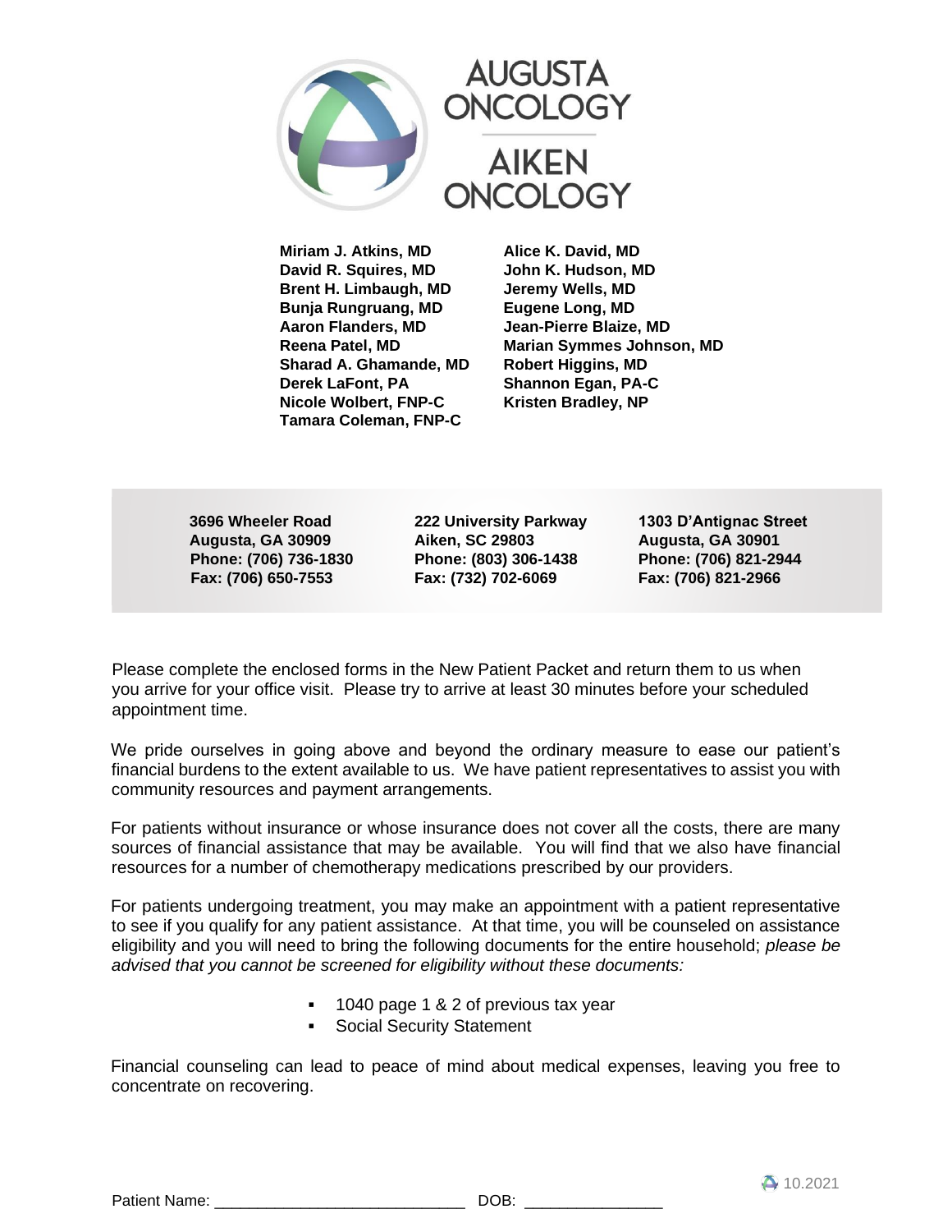# AUGUSTA ONCOLOGY

# AIKEN ONCOLOGY

**Miriam J. Atkins, MD**
**David R. Squires, MD**
**Brent H. Limbaugh, MD**
**Bunja Rungruang, MD**
**Aaron Flanders, MD**
**Reena Patel, MD**
**Sharad A. Ghamande, MD**
**Derek LaFont, PA**
**Nicole Wolbert, FNP-C**
**Tamara Coleman, FNP-C**

**Alice K. David, MD**
**John K. Hudson, MD**
**Jeremy Wells, MD**
**Eugene Long, MD**
**Jean-Pierre Blaize, MD**
**Marian Symmes Johnson, MD**
**Robert Higgins, MD**
**Shannon Egan, PA-C**
**Kristen Bradley, NP**

**3696 Wheeler Road**
**Augusta, GA 30909**
**Phone: (706) 736-1830**
**Fax: (706) 650-7553**

**222 University Parkway**
**Aiken, SC 29803**
**Phone: (803) 306-1438**
**Fax: (732) 702-6069**

**1303 D'Antignac Street**
**Augusta, GA 30901**
**Phone: (706) 821-2944**
**Fax: (706) 821-2966**

Please complete the enclosed forms in the New Patient Packet and return them to us when you arrive for your office visit. Please try to arrive at least 30 minutes before your scheduled appointment time.

We pride ourselves in going above and beyond the ordinary measure to ease our patient's financial burdens to the extent available to us. We have patient representatives to assist you with community resources and payment arrangements.

For patients without insurance or whose insurance does not cover all the costs, there are many sources of financial assistance that may be available. You will find that we also have financial resources for a number of chemotherapy medications prescribed by our providers.

For patients undergoing treatment, you may make an appointment with a patient representative to see if you qualify for any patient assistance. At that time, you will be counseled on assistance eligibility and you will need to bring the following documents for the entire household; *please be advised that you cannot be screened for eligibility without these documents:*

- 1040 page 1 & 2 of previous tax year
- Social Security Statement

Financial counseling can lead to peace of mind about medical expenses, leaving you free to concentrate on recovering.

10.2021

Patient Name: ____________________________ DOB: _______________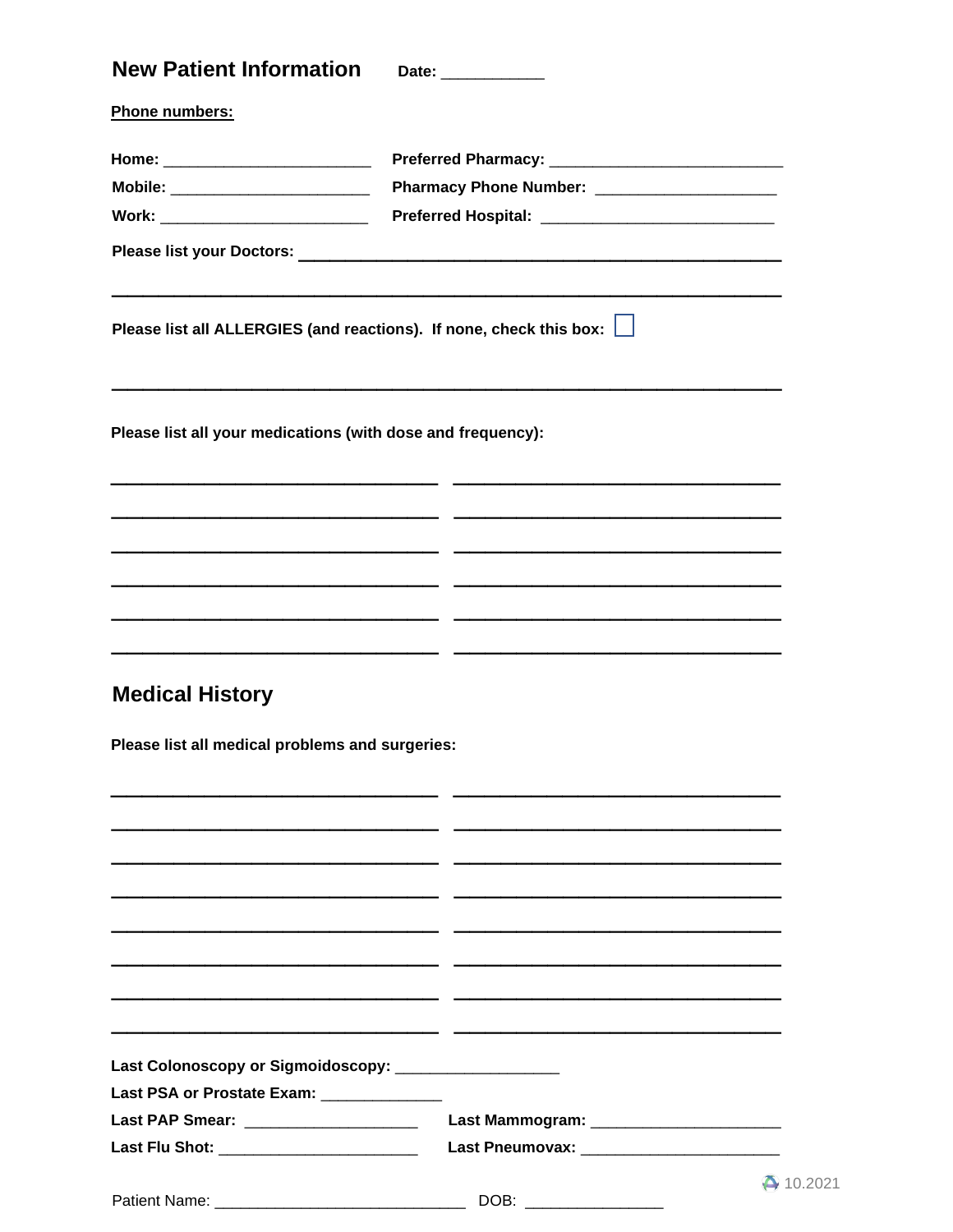## New Patient Information

**Date:** ____________

**Phone numbers:**

**Home:** ________________________ **Preferred Pharmacy:** ___________________________

**Mobile:** _______________________ **Pharmacy Phone Number:** _____________________

**Work:** ________________________ **Preferred Hospital:** ___________________________

**Please list your Doctors:** ______________________________________________________

____________________________________________________________________________

**Please list all ALLERGIES (and reactions). If none, check this box:** ☐

____________________________________________________________________________

**Please list all your medications (with dose and frequency):**

__________________________________ __________________________________

__________________________________ __________________________________

__________________________________ __________________________________

__________________________________ __________________________________

__________________________________ __________________________________

__________________________________ __________________________________

## Medical History

**Please list all medical problems and surgeries:**

__________________________________ __________________________________

__________________________________ __________________________________

__________________________________ __________________________________

__________________________________ __________________________________

__________________________________ __________________________________

__________________________________ __________________________________

__________________________________ __________________________________

__________________________________ __________________________________

**Last Colonoscopy or Sigmoidoscopy:** ___________________

**Last PSA or Prostate Exam:** ______________

**Last PAP Smear:** ____________________ **Last Mammogram:** ______________________

**Last Flu Shot:** _______________________ **Last Pneumovax:** _______________________

10.2021

Patient Name: _____________________________ DOB: ________________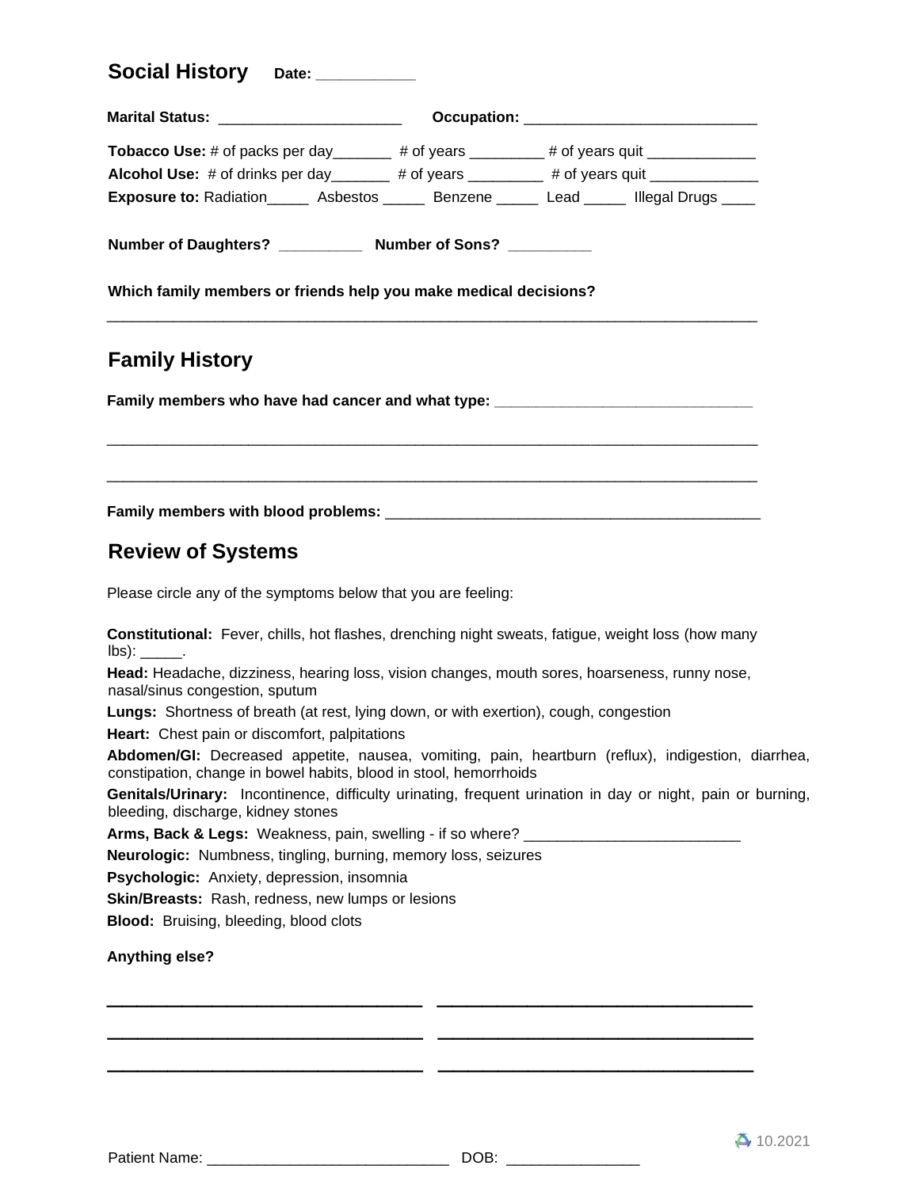## Social History    Date: ___________

**Marital Status:** ______________________    **Occupation:** ____________________________

**Tobacco Use:** # of packs per day_______ # of years _________ # of years quit _____________

**Alcohol Use:** # of drinks per day_______ # of years _________ # of years quit _____________

**Exposure to:** Radiation_____ Asbestos _____ Benzene _____ Lead _____ Illegal Drugs ____

**Number of Daughters?** _________ **Number of Sons?** _________

**Which family members or friends help you make medical decisions?**

_____________________________________________________________________________

## Family History

**Family members who have had cancer and what type:** ______________________________

_____________________________________________________________________________

_____________________________________________________________________________

**Family members with blood problems:** _____________________________________________

## Review of Systems

Please circle any of the symptoms below that you are feeling:

**Constitutional:** Fever, chills, hot flashes, drenching night sweats, fatigue, weight loss (how many lbs): _____.

**Head:** Headache, dizziness, hearing loss, vision changes, mouth sores, hoarseness, runny nose, nasal/sinus congestion, sputum

**Lungs:** Shortness of breath (at rest, lying down, or with exertion), cough, congestion

**Heart:** Chest pain or discomfort, palpitations

**Abdomen/GI:** Decreased appetite, nausea, vomiting, pain, heartburn (reflux), indigestion, diarrhea, constipation, change in bowel habits, blood in stool, hemorrhoids

**Genitals/Urinary:** Incontinence, difficulty urinating, frequent urination in day or night, pain or burning, bleeding, discharge, kidney stones

**Arms, Back & Legs:** Weakness, pain, swelling - if so where? __________________________

**Neurologic:** Numbness, tingling, burning, memory loss, seizures

**Psychologic:** Anxiety, depression, insomnia

**Skin/Breasts:** Rash, redness, new lumps or lesions

**Blood:** Bruising, bleeding, blood clots

**Anything else?**

___________________________________ ___________________________________

___________________________________ ___________________________________

___________________________________ ___________________________________

10.2021

Patient Name: _____________________________ DOB: ________________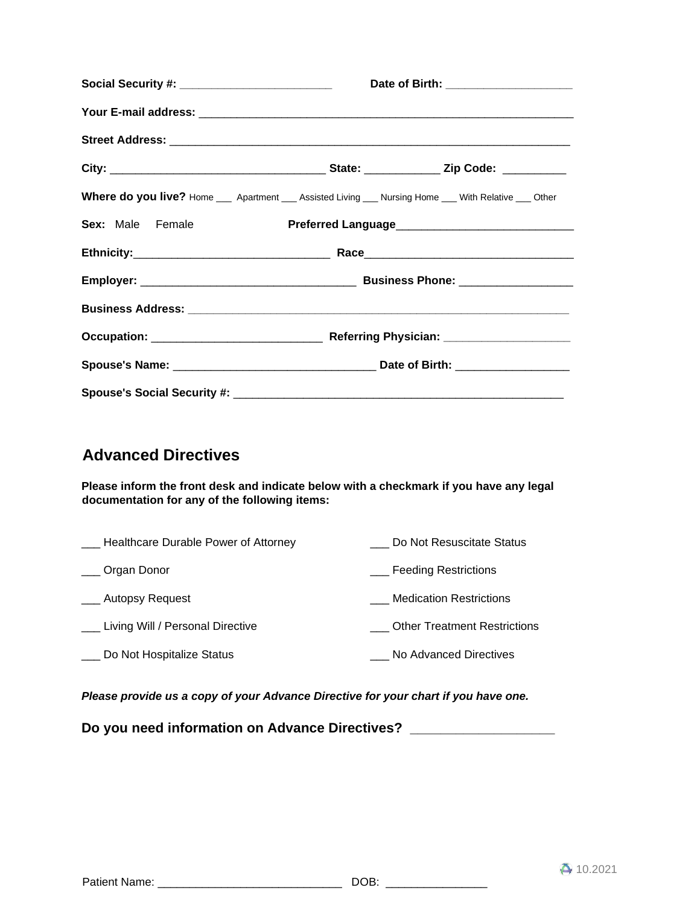**Social Security #:** ________________________ **Date of Birth:** ____________________

**Your E-mail address:** ____________________________________________________________

**Street Address:** ________________________________________________________________

**City:** __________________________________ **State:** ____________ **Zip Code:** __________

**Where do you live?** Home ___ Apartment ___ Assisted Living ___ Nursing Home ___ With Relative ___ Other

**Sex:** Male Female **Preferred Language**____________________________

**Ethnicity:**_______________________________ **Race**_________________________________

**Employer:** _________________________________ **Business Phone:** __________________

**Business Address:** _____________________________________________________________

**Occupation:** ___________________________ **Referring Physician:** ____________________

**Spouse's Name:** _______________________________ **Date of Birth:** __________________

**Spouse's Social Security #:** _____________________________________________________

## Advanced Directives

**Please inform the front desk and indicate below with a checkmark if you have any legal documentation for any of the following items:**

___ Healthcare Durable Power of Attorney

___ Organ Donor

___ Autopsy Request

___ Living Will / Personal Directive

___ Do Not Hospitalize Status

___ Do Not Resuscitate Status

___ Feeding Restrictions

___ Medication Restrictions

___ Other Treatment Restrictions

___ No Advanced Directives

***Please provide us a copy of your Advance Directive for your chart if you have one.***

**Do you need information on Advance Directives?** ____________________

10.2021

Patient Name: ____________________________ DOB: ________________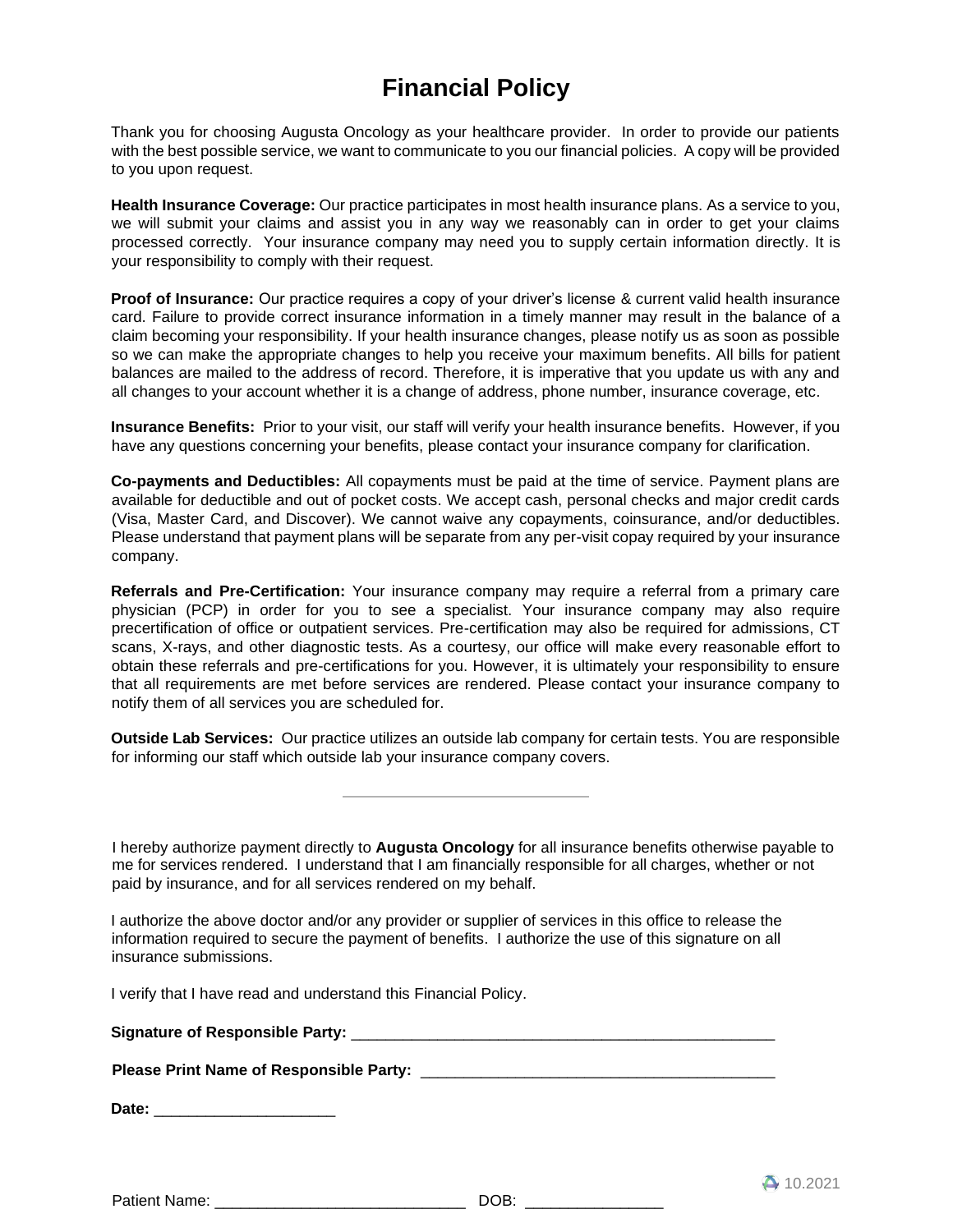# Financial Policy

Thank you for choosing Augusta Oncology as your healthcare provider. In order to provide our patients with the best possible service, we want to communicate to you our financial policies. A copy will be provided to you upon request.

**Health Insurance Coverage:** Our practice participates in most health insurance plans. As a service to you, we will submit your claims and assist you in any way we reasonably can in order to get your claims processed correctly. Your insurance company may need you to supply certain information directly. It is your responsibility to comply with their request.

**Proof of Insurance:** Our practice requires a copy of your driver's license & current valid health insurance card. Failure to provide correct insurance information in a timely manner may result in the balance of a claim becoming your responsibility. If your health insurance changes, please notify us as soon as possible so we can make the appropriate changes to help you receive your maximum benefits. All bills for patient balances are mailed to the address of record. Therefore, it is imperative that you update us with any and all changes to your account whether it is a change of address, phone number, insurance coverage, etc.

**Insurance Benefits:** Prior to your visit, our staff will verify your health insurance benefits. However, if you have any questions concerning your benefits, please contact your insurance company for clarification.

**Co-payments and Deductibles:** All copayments must be paid at the time of service. Payment plans are available for deductible and out of pocket costs. We accept cash, personal checks and major credit cards (Visa, Master Card, and Discover). We cannot waive any copayments, coinsurance, and/or deductibles. Please understand that payment plans will be separate from any per-visit copay required by your insurance company.

**Referrals and Pre-Certification:** Your insurance company may require a referral from a primary care physician (PCP) in order for you to see a specialist. Your insurance company may also require precertification of office or outpatient services. Pre-certification may also be required for admissions, CT scans, X-rays, and other diagnostic tests. As a courtesy, our office will make every reasonable effort to obtain these referrals and pre-certifications for you. However, it is ultimately your responsibility to ensure that all requirements are met before services are rendered. Please contact your insurance company to notify them of all services you are scheduled for.

**Outside Lab Services:** Our practice utilizes an outside lab company for certain tests. You are responsible for informing our staff which outside lab your insurance company covers.

---

I hereby authorize payment directly to **Augusta Oncology** for all insurance benefits otherwise payable to me for services rendered. I understand that I am financially responsible for all charges, whether or not paid by insurance, and for all services rendered on my behalf.

I authorize the above doctor and/or any provider or supplier of services in this office to release the information required to secure the payment of benefits. I authorize the use of this signature on all insurance submissions.

I verify that I have read and understand this Financial Policy.

**Signature of Responsible Party:** ___________________________________________________

**Please Print Name of Responsible Party:** ________________________________________

**Date:** _____________________

10.2021

Patient Name: _____________________________ DOB: ________________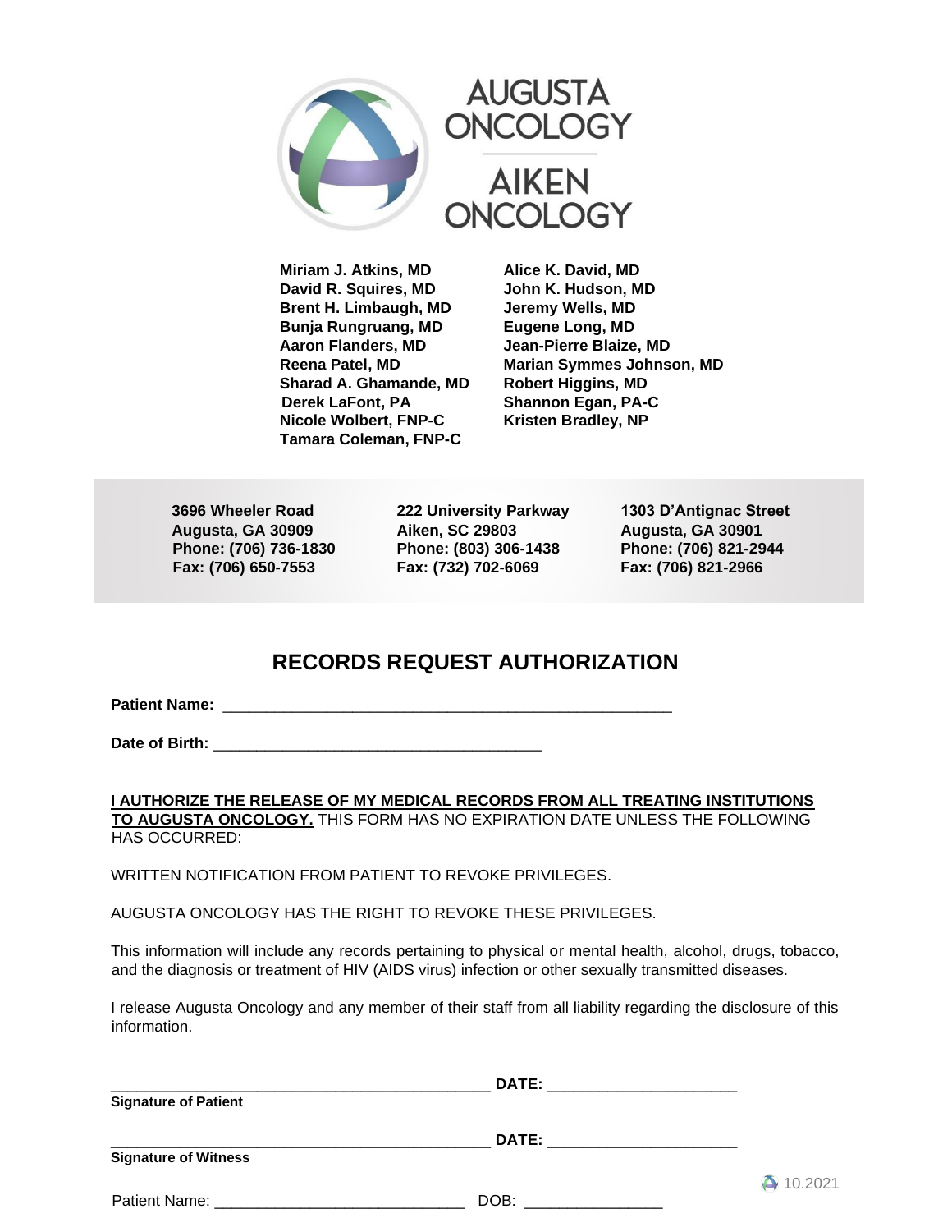AUGUSTA ONCOLOGY

AIKEN ONCOLOGY

**Miriam J. Atkins, MD**
**David R. Squires, MD**
**Brent H. Limbaugh, MD**
**Bunja Rungruang, MD**
**Aaron Flanders, MD**
**Reena Patel, MD**
**Sharad A. Ghamande, MD**
**Derek LaFont, PA**
**Nicole Wolbert, FNP-C**
**Tamara Coleman, FNP-C**

**Alice K. David, MD**
**John K. Hudson, MD**
**Jeremy Wells, MD**
**Eugene Long, MD**
**Jean-Pierre Blaize, MD**
**Marian Symmes Johnson, MD**
**Robert Higgins, MD**
**Shannon Egan, PA-C**
**Kristen Bradley, NP**

**3696 Wheeler Road**
**Augusta, GA 30909**
**Phone: (706) 736-1830**
**Fax: (706) 650-7553**

**222 University Parkway**
**Aiken, SC 29803**
**Phone: (803) 306-1438**
**Fax: (732) 702-6069**

**1303 D'Antignac Street**
**Augusta, GA 30901**
**Phone: (706) 821-2944**
**Fax: (706) 821-2966**

# RECORDS REQUEST AUTHORIZATION

**Patient Name:** _______________________________________________

**Date of Birth:** __________________________________

**I AUTHORIZE THE RELEASE OF MY MEDICAL RECORDS FROM ALL TREATING INSTITUTIONS TO AUGUSTA ONCOLOGY.** THIS FORM HAS NO EXPIRATION DATE UNLESS THE FOLLOWING HAS OCCURRED:

WRITTEN NOTIFICATION FROM PATIENT TO REVOKE PRIVILEGES.

AUGUSTA ONCOLOGY HAS THE RIGHT TO REVOKE THESE PRIVILEGES.

This information will include any records pertaining to physical or mental health, alcohol, drugs, tobacco, and the diagnosis or treatment of HIV (AIDS virus) infection or other sexually transmitted diseases.

I release Augusta Oncology and any member of their staff from all liability regarding the disclosure of this information.

________________________________________ **DATE:** ____________________
**Signature of Patient**

________________________________________ **DATE:** ____________________
**Signature of Witness**

10.2021

Patient Name: ___________________________ DOB: _______________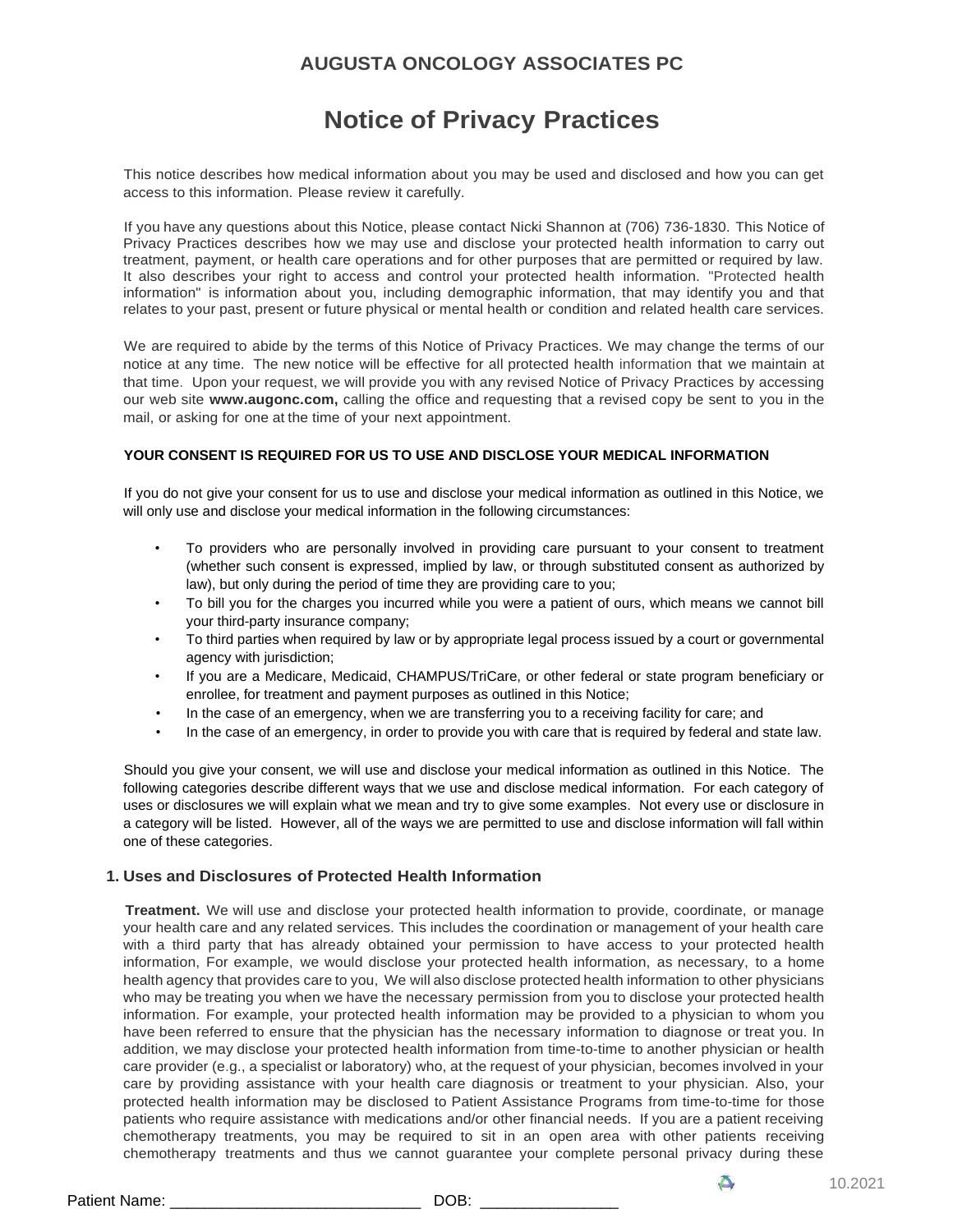# AUGUSTA ONCOLOGY ASSOCIATES PC

# Notice of Privacy Practices

This notice describes how medical information about you may be used and disclosed and how you can get access to this information. Please review it carefully.

If you have any questions about this Notice, please contact Nicki Shannon at (706) 736-1830. This Notice of Privacy Practices describes how we may use and disclose your protected health information to carry out treatment, payment, or health care operations and for other purposes that are permitted or required by law. It also describes your right to access and control your protected health information. "Protected health information" is information about you, including demographic information, that may identify you and that relates to your past, present or future physical or mental health or condition and related health care services.

We are required to abide by the terms of this Notice of Privacy Practices. We may change the terms of our notice at any time. The new notice will be effective for all protected health information that we maintain at that time. Upon your request, we will provide you with any revised Notice of Privacy Practices by accessing our web site **www.augonc.com,** calling the office and requesting that a revised copy be sent to you in the mail, or asking for one at the time of your next appointment.

**YOUR CONSENT IS REQUIRED FOR US TO USE AND DISCLOSE YOUR MEDICAL INFORMATION**

If you do not give your consent for us to use and disclose your medical information as outlined in this Notice, we will only use and disclose your medical information in the following circumstances:

- To providers who are personally involved in providing care pursuant to your consent to treatment (whether such consent is expressed, implied by law, or through substituted consent as authorized by law), but only during the period of time they are providing care to you;
- To bill you for the charges you incurred while you were a patient of ours, which means we cannot bill your third-party insurance company;
- To third parties when required by law or by appropriate legal process issued by a court or governmental agency with jurisdiction;
- If you are a Medicare, Medicaid, CHAMPUS/TriCare, or other federal or state program beneficiary or enrollee, for treatment and payment purposes as outlined in this Notice;
- In the case of an emergency, when we are transferring you to a receiving facility for care; and
- In the case of an emergency, in order to provide you with care that is required by federal and state law.

Should you give your consent, we will use and disclose your medical information as outlined in this Notice. The following categories describe different ways that we use and disclose medical information. For each category of uses or disclosures we will explain what we mean and try to give some examples. Not every use or disclosure in a category will be listed. However, all of the ways we are permitted to use and disclose information will fall within one of these categories.

## 1. Uses and Disclosures of Protected Health Information

**Treatment.** We will use and disclose your protected health information to provide, coordinate, or manage your health care and any related services. This includes the coordination or management of your health care with a third party that has already obtained your permission to have access to your protected health information, For example, we would disclose your protected health information, as necessary, to a home health agency that provides care to you, We will also disclose protected health information to other physicians who may be treating you when we have the necessary permission from you to disclose your protected health information. For example, your protected health information may be provided to a physician to whom you have been referred to ensure that the physician has the necessary information to diagnose or treat you. In addition, we may disclose your protected health information from time-to-time to another physician or health care provider (e.g., a specialist or laboratory) who, at the request of your physician, becomes involved in your care by providing assistance with your health care diagnosis or treatment to your physician. Also, your protected health information may be disclosed to Patient Assistance Programs from time-to-time for those patients who require assistance with medications and/or other financial needs. If you are a patient receiving chemotherapy treatments, you may be required to sit in an open area with other patients receiving chemotherapy treatments and thus we cannot guarantee your complete personal privacy during these

10.2021

Patient Name: ____________________________ DOB: _______________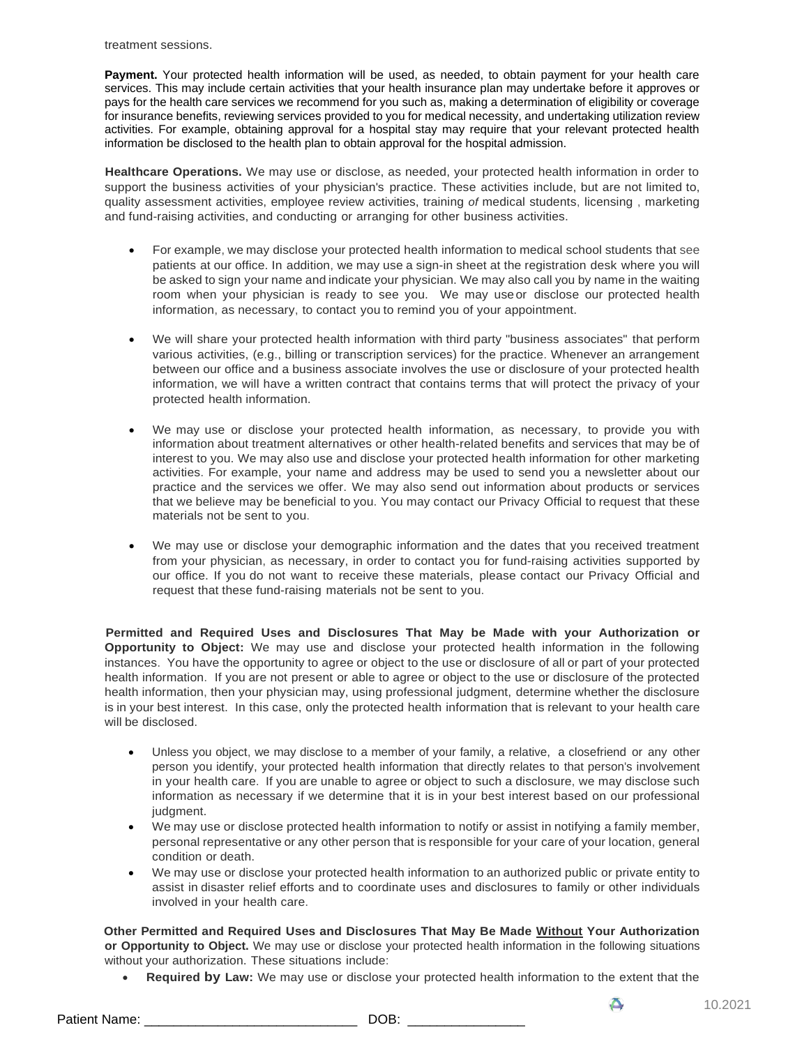treatment sessions.

**Payment.** Your protected health information will be used, as needed, to obtain payment for your health care services. This may include certain activities that your health insurance plan may undertake before it approves or pays for the health care services we recommend for you such as, making a determination of eligibility or coverage for insurance benefits, reviewing services provided to you for medical necessity, and undertaking utilization review activities. For example, obtaining approval for a hospital stay may require that your relevant protected health information be disclosed to the health plan to obtain approval for the hospital admission.

**Healthcare Operations.** We may use or disclose, as needed, your protected health information in order to support the business activities of your physician's practice. These activities include, but are not limited to, quality assessment activities, employee review activities, training *of* medical students, licensing , marketing and fund-raising activities, and conducting or arranging for other business activities.

- For example, we may disclose your protected health information to medical school students that see patients at our office. In addition, we may use a sign-in sheet at the registration desk where you will be asked to sign your name and indicate your physician. We may also call you by name in the waiting room when your physician is ready to see you. We may use or disclose our protected health information, as necessary, to contact you to remind you of your appointment.

- We will share your protected health information with third party "business associates" that perform various activities, (e.g., billing or transcription services) for the practice. Whenever an arrangement between our office and a business associate involves the use or disclosure of your protected health information, we will have a written contract that contains terms that will protect the privacy of your protected health information.

- We may use or disclose your protected health information, as necessary, to provide you with information about treatment alternatives or other health-related benefits and services that may be of interest to you. We may also use and disclose your protected health information for other marketing activities. For example, your name and address may be used to send you a newsletter about our practice and the services we offer. We may also send out information about products or services that we believe may be beneficial to you. You may contact our Privacy Official to request that these materials not be sent to you.

- We may use or disclose your demographic information and the dates that you received treatment from your physician, as necessary, in order to contact you for fund-raising activities supported by our office. If you do not want to receive these materials, please contact our Privacy Official and request that these fund-raising materials not be sent to you.

**Permitted and Required Uses and Disclosures That May be Made with your Authorization or Opportunity to Object:** We may use and disclose your protected health information in the following instances. You have the opportunity to agree or object to the use or disclosure of all or part of your protected health information. If you are not present or able to agree or object to the use or disclosure of the protected health information, then your physician may, using professional judgment, determine whether the disclosure is in your best interest. In this case, only the protected health information that is relevant to your health care will be disclosed.

- Unless you object, we may disclose to a member of your family, a relative, a closefriend or any other person you identify, your protected health information that directly relates to that person's involvement in your health care. If you are unable to agree or object to such a disclosure, we may disclose such information as necessary if we determine that it is in your best interest based on our professional judgment.
- We may use or disclose protected health information to notify or assist in notifying a family member, personal representative or any other person that is responsible for your care of your location, general condition or death.
- We may use or disclose your protected health information to an authorized public or private entity to assist in disaster relief efforts and to coordinate uses and disclosures to family or other individuals involved in your health care.

**Other Permitted and Required Uses and Disclosures That May Be Made <u>Without</u> Your Authorization or Opportunity to Object.** We may use or disclose your protected health information in the following situations without your authorization. These situations include:

- **Required by Law:** We may use or disclose your protected health information to the extent that the

Patient Name: ____________________________ DOB: _______________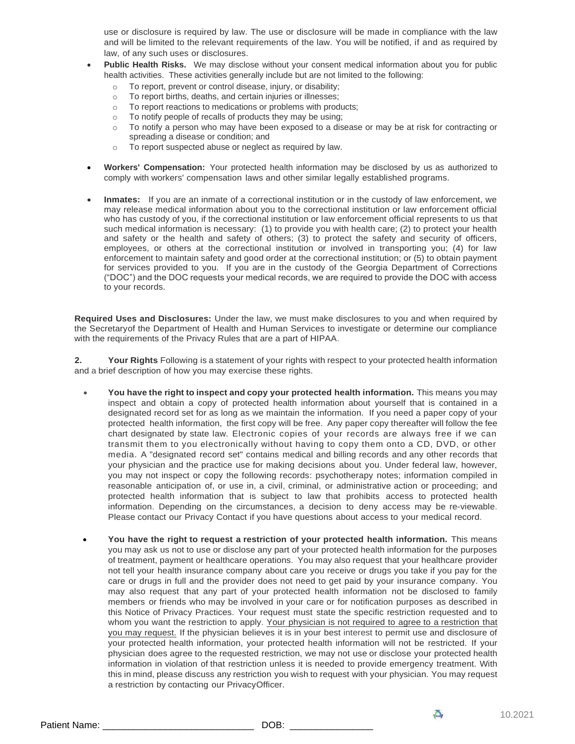use or disclosure is required by law. The use or disclosure will be made in compliance with the law and will be limited to the relevant requirements of the law. You will be notified, if and as required by law, of any such uses or disclosures.

- **Public Health Risks.** We may disclose without your consent medical information about you for public health activities. These activities generally include but are not limited to the following:
  - To report, prevent or control disease, injury, or disability;
  - To report births, deaths, and certain injuries or illnesses;
  - To report reactions to medications or problems with products;
  - To notify people of recalls of products they may be using;
  - To notify a person who may have been exposed to a disease or may be at risk for contracting or spreading a disease or condition; and
  - To report suspected abuse or neglect as required by law.

- **Workers' Compensation:** Your protected health information may be disclosed by us as authorized to comply with workers' compensation laws and other similar legally established programs.

- **Inmates:** If you are an inmate of a correctional institution or in the custody of law enforcement, we may release medical information about you to the correctional institution or law enforcement official who has custody of you, if the correctional institution or law enforcement official represents to us that such medical information is necessary: (1) to provide you with health care; (2) to protect your health and safety or the health and safety of others; (3) to protect the safety and security of officers, employees, or others at the correctional institution or involved in transporting you; (4) for law enforcement to maintain safety and good order at the correctional institution; or (5) to obtain payment for services provided to you. If you are in the custody of the Georgia Department of Corrections ("DOC") and the DOC requests your medical records, we are required to provide the DOC with access to your records.

**Required Uses and Disclosures:** Under the law, we must make disclosures to you and when required by the Secretaryof the Department of Health and Human Services to investigate or determine our compliance with the requirements of the Privacy Rules that are a part of HIPAA.

**2. Your Rights** Following is a statement of your rights with respect to your protected health information and a brief description of how you may exercise these rights.

- **You have the right to inspect and copy your protected health information.** This means you may inspect and obtain a copy of protected health information about yourself that is contained in a designated record set for as long as we maintain the information. If you need a paper copy of your protected health information, the first copy will be free. Any paper copy thereafter will follow the fee chart designated by state law. Electronic copies of your records are always free if we can transmit them to you electronically without having to copy them onto a CD, DVD, or other media. A "designated record set" contains medical and billing records and any other records that your physician and the practice use for making decisions about you. Under federal law, however, you may not inspect or copy the following records: psychotherapy notes; information compiled in reasonable anticipation of, or use in, a civil, criminal, or administrative action or proceeding; and protected health information that is subject to law that prohibits access to protected health information. Depending on the circumstances, a decision to deny access may be re-viewable. Please contact our Privacy Contact if you have questions about access to your medical record.

- **You have the right to request a restriction of your protected health information.** This means you may ask us not to use or disclose any part of your protected health information for the purposes of treatment, payment or healthcare operations. You may also request that your healthcare provider not tell your health insurance company about care you receive or drugs you take if you pay for the care or drugs in full and the provider does not need to get paid by your insurance company. You may also request that any part of your protected health information not be disclosed to family members or friends who may be involved in your care or for notification purposes as described in this Notice of Privacy Practices. Your request must state the specific restriction requested and to whom you want the restriction to apply. <u>Your physician is not required to agree to a restriction that you may request.</u> If the physician believes it is in your best interest to permit use and disclosure of your protected health information, your protected health information will not be restricted. If your physician does agree to the requested restriction, we may not use or disclose your protected health information in violation of that restriction unless it is needed to provide emergency treatment. With this in mind, please discuss any restriction you wish to request with your physician. You may request a restriction by contacting our PrivacyOfficer.

10.2021

Patient Name: ____________________________ DOB: _______________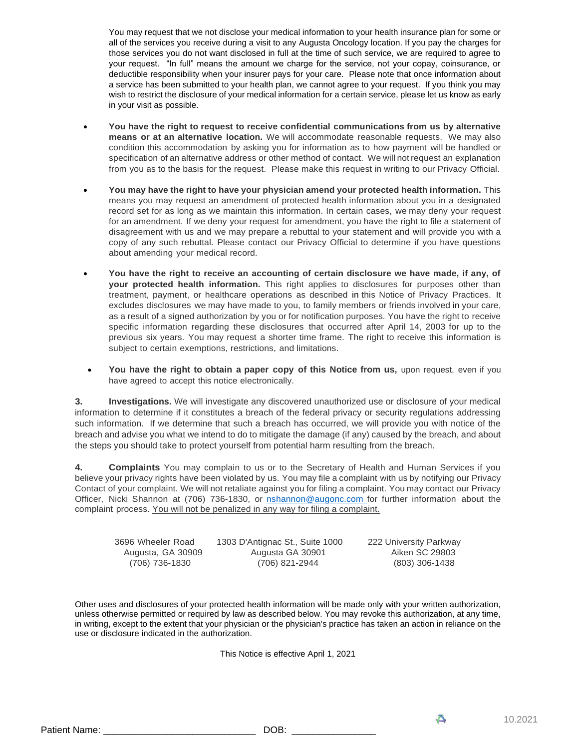You may request that we not disclose your medical information to your health insurance plan for some or all of the services you receive during a visit to any Augusta Oncology location. If you pay the charges for those services you do not want disclosed in full at the time of such service, we are required to agree to your request. "In full" means the amount we charge for the service, not your copay, coinsurance, or deductible responsibility when your insurer pays for your care. Please note that once information about a service has been submitted to your health plan, we cannot agree to your request. If you think you may wish to restrict the disclosure of your medical information for a certain service, please let us know as early in your visit as possible.

- **You have the right to request to receive confidential communications from us by alternative means or at an alternative location.** We will accommodate reasonable requests. We may also condition this accommodation by asking you for information as to how payment will be handled or specification of an alternative address or other method of contact. We will not request an explanation from you as to the basis for the request. Please make this request in writing to our Privacy Official.
- **You may have the right to have your physician amend your protected health information.** This means you may request an amendment of protected health information about you in a designated record set for as long as we maintain this information. In certain cases, we may deny your request for an amendment. If we deny your request for amendment, you have the right to file a statement of disagreement with us and we may prepare a rebuttal to your statement and will provide you with a copy of any such rebuttal. Please contact our Privacy Official to determine if you have questions about amending your medical record.
- **You have the right to receive an accounting of certain disclosure we have made, if any, of your protected health information.** This right applies to disclosures for purposes other than treatment, payment, or healthcare operations as described in this Notice of Privacy Practices. It excludes disclosures we may have made to you, to family members or friends involved in your care, as a result of a signed authorization by you or for notification purposes. You have the right to receive specific information regarding these disclosures that occurred after April 14, 2003 for up to the previous six years. You may request a shorter time frame. The right to receive this information is subject to certain exemptions, restrictions, and limitations.
- **You have the right to obtain a paper copy of this Notice from us,** upon request, even if you have agreed to accept this notice electronically.

**3. Investigations.** We will investigate any discovered unauthorized use or disclosure of your medical information to determine if it constitutes a breach of the federal privacy or security regulations addressing such information. If we determine that such a breach has occurred, we will provide you with notice of the breach and advise you what we intend to do to mitigate the damage (if any) caused by the breach, and about the steps you should take to protect yourself from potential harm resulting from the breach.

**4. Complaints** You may complain to us or to the Secretary of Health and Human Services if you believe your privacy rights have been violated by us. You may file a complaint with us by notifying our Privacy Contact of your complaint. We will not retaliate against you for filing a complaint. You may contact our Privacy Officer, Nicki Shannon at (706) 736-1830, or nshannon@augonc.com for further information about the complaint process. <u>You will not be penalized in any way for filing a complaint.</u>

| 3696 Wheeler Road<br>Augusta, GA 30909<br>(706) 736-1830 | 1303 D'Antignac St., Suite 1000<br>Augusta GA 30901<br>(706) 821-2944 | 222 University Parkway<br>Aiken SC 29803<br>(803) 306-1438 |
|---|---|---|

Other uses and disclosures of your protected health information will be made only with your written authorization, unless otherwise permitted or required by law as described below. You may revoke this authorization, at any time, in writing, except to the extent that your physician or the physician's practice has taken an action in reliance on the use or disclosure indicated in the authorization.

This Notice is effective April 1, 2021

10.2021

Patient Name: ____________________________ DOB: _______________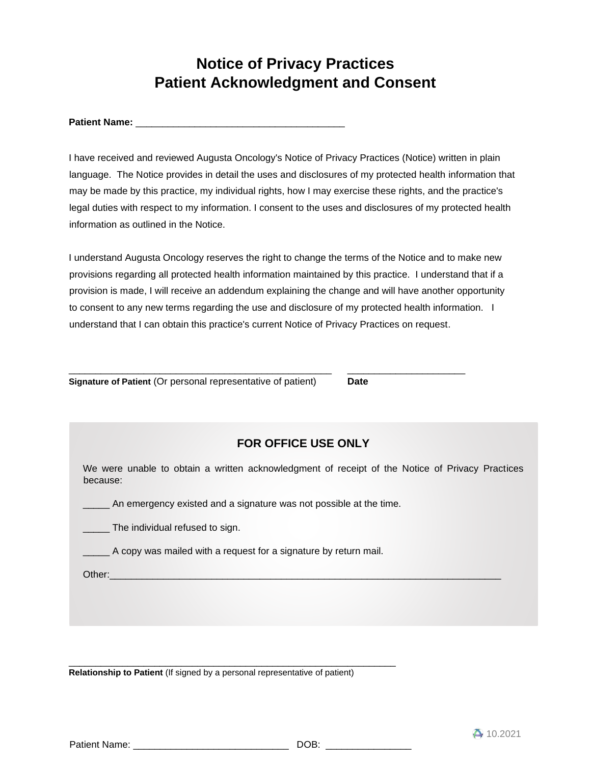# Notice of Privacy Practices
# Patient Acknowledgment and Consent

**Patient Name:** ______________________________________

I have received and reviewed Augusta Oncology's Notice of Privacy Practices (Notice) written in plain language. The Notice provides in detail the uses and disclosures of my protected health information that may be made by this practice, my individual rights, how I may exercise these rights, and the practice's legal duties with respect to my information. I consent to the uses and disclosures of my protected health information as outlined in the Notice.

I understand Augusta Oncology reserves the right to change the terms of the Notice and to make new provisions regarding all protected health information maintained by this practice. I understand that if a provision is made, I will receive an addendum explaining the change and will have another opportunity to consent to any new terms regarding the use and disclosure of my protected health information. I understand that I can obtain this practice's current Notice of Privacy Practices on request.

________________________________________________ ______________________

**Signature of Patient** (Or personal representative of patient) **Date**

### FOR OFFICE USE ONLY

We were unable to obtain a written acknowledgment of receipt of the Notice of Privacy Practices because:

_____ An emergency existed and a signature was not possible at the time.

_____ The individual refused to sign.

_____ A copy was mailed with a request for a signature by return mail.

Other:_________________________________________________________________________

____________________________________________________________

**Relationship to Patient** (If signed by a personal representative of patient)

10.2021

Patient Name: ____________________________ DOB: ________________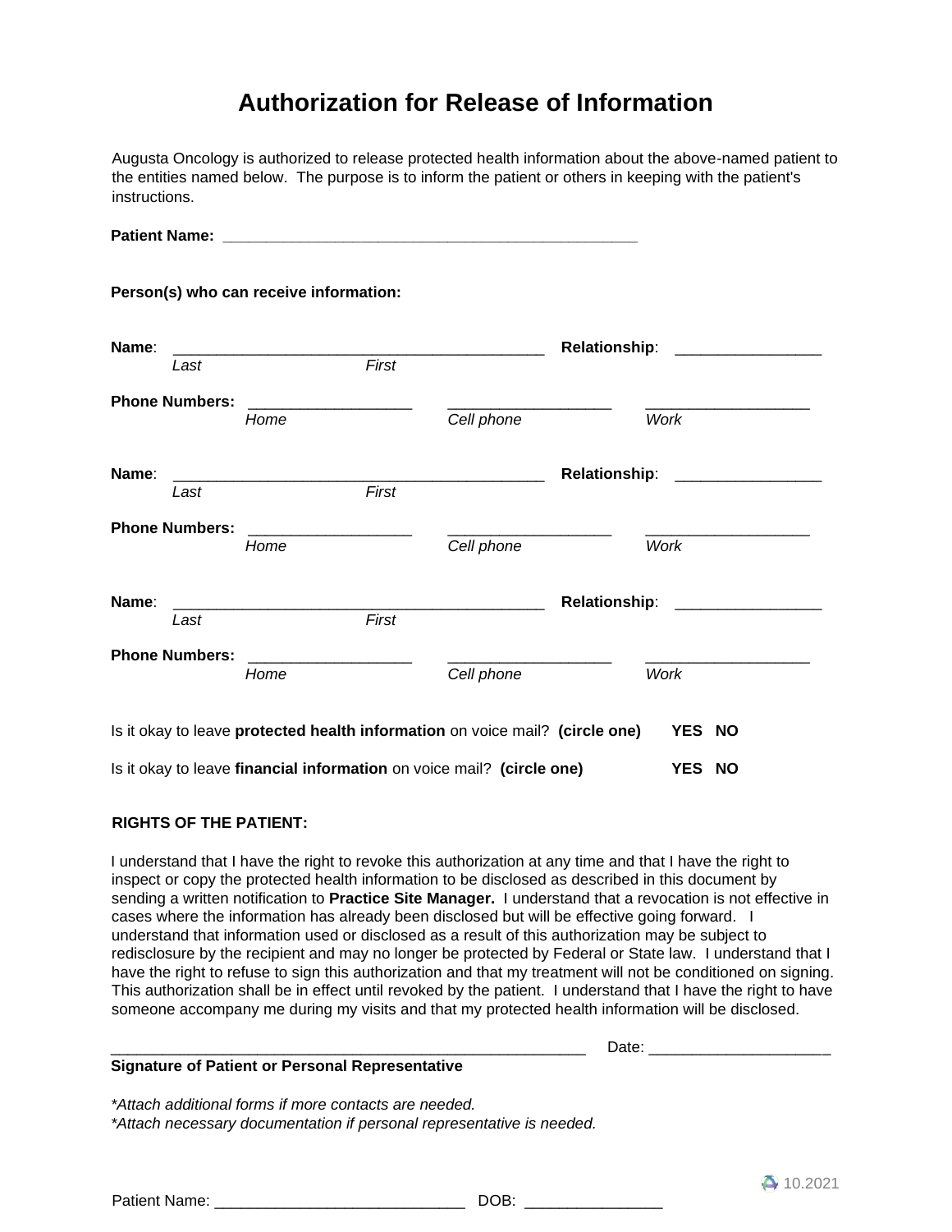# Authorization for Release of Information

Augusta Oncology is authorized to release protected health information about the above-named patient to the entities named below. The purpose is to inform the patient or others in keeping with the patient's instructions.

**Patient Name:** ________________________________________________

**Person(s) who can receive information:**

**Name**: ___________________________________________ **Relationship**: _________________
*Last* *First*

**Phone Numbers:** ___________________ ___________________ ___________________
*Home* *Cell phone* *Work*

**Name**: ___________________________________________ **Relationship**: _________________
*Last* *First*

**Phone Numbers:** ___________________ ___________________ ___________________
*Home* *Cell phone* *Work*

**Name**: ___________________________________________ **Relationship**: _________________
*Last* *First*

**Phone Numbers:** ___________________ ___________________ ___________________
*Home* *Cell phone* *Work*

Is it okay to leave **protected health information** on voice mail? **(circle one)** **YES NO**

Is it okay to leave **financial information** on voice mail? **(circle one)** **YES NO**

**RIGHTS OF THE PATIENT:**

I understand that I have the right to revoke this authorization at any time and that I have the right to inspect or copy the protected health information to be disclosed as described in this document by sending a written notification to **Practice Site Manager.** I understand that a revocation is not effective in cases where the information has already been disclosed but will be effective going forward. I understand that information used or disclosed as a result of this authorization may be subject to redisclosure by the recipient and may no longer be protected by Federal or State law. I understand that I have the right to refuse to sign this authorization and that my treatment will not be conditioned on signing. This authorization shall be in effect until revoked by the patient. I understand that I have the right to have someone accompany me during my visits and that my protected health information will be disclosed.

_______________________________________________________ Date: _____________________
**Signature of Patient or Personal Representative**

*\*Attach additional forms if more contacts are needed.*
*\*Attach necessary documentation if personal representative is needed.*

10.2021

Patient Name: _____________________________ DOB: ________________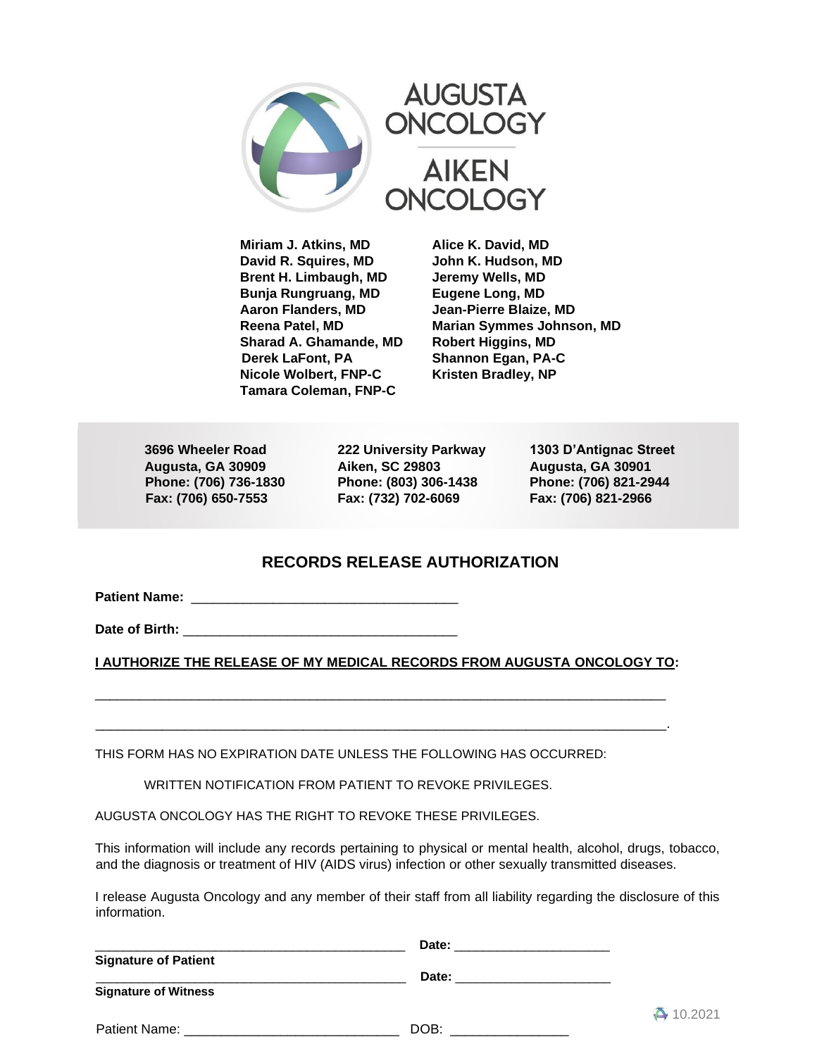AUGUSTA ONCOLOGY

AIKEN ONCOLOGY

**Miriam J. Atkins, MD**
**David R. Squires, MD**
**Brent H. Limbaugh, MD**
**Bunja Rungruang, MD**
**Aaron Flanders, MD**
**Reena Patel, MD**
**Sharad A. Ghamande, MD**
**Derek LaFont, PA**
**Nicole Wolbert, FNP-C**
**Tamara Coleman, FNP-C**

**Alice K. David, MD**
**John K. Hudson, MD**
**Jeremy Wells, MD**
**Eugene Long, MD**
**Jean-Pierre Blaize, MD**
**Marian Symmes Johnson, MD**
**Robert Higgins, MD**
**Shannon Egan, PA-C**
**Kristen Bradley, NP**

| | | |
|---|---|---|
| **3696 Wheeler Road** | **222 University Parkway** | **1303 D'Antignac Street** |
| **Augusta, GA 30909** | **Aiken, SC 29803** | **Augusta, GA 30901** |
| **Phone: (706) 736-1830** | **Phone: (803) 306-1438** | **Phone: (706) 821-2944** |
| **Fax: (706) 650-7553** | **Fax: (732) 702-6069** | **Fax: (706) 821-2966** |

## RECORDS RELEASE AUTHORIZATION

**Patient Name:** ____________________________________

**Date of Birth:** ____________________________________

**I AUTHORIZE THE RELEASE OF MY MEDICAL RECORDS FROM AUGUSTA ONCOLOGY TO:**

______________________________________________________________________________

______________________________________________________________________________.

THIS FORM HAS NO EXPIRATION DATE UNLESS THE FOLLOWING HAS OCCURRED:

WRITTEN NOTIFICATION FROM PATIENT TO REVOKE PRIVILEGES.

AUGUSTA ONCOLOGY HAS THE RIGHT TO REVOKE THESE PRIVILEGES.

This information will include any records pertaining to physical or mental health, alcohol, drugs, tobacco, and the diagnosis or treatment of HIV (AIDS virus) infection or other sexually transmitted diseases.

I release Augusta Oncology and any member of their staff from all liability regarding the disclosure of this information.

___________________________________________ **Date:** _____________________
**Signature of Patient**

___________________________________________ **Date:** _____________________
**Signature of Witness**

10.2021

Patient Name: _____________________________ DOB: ________________